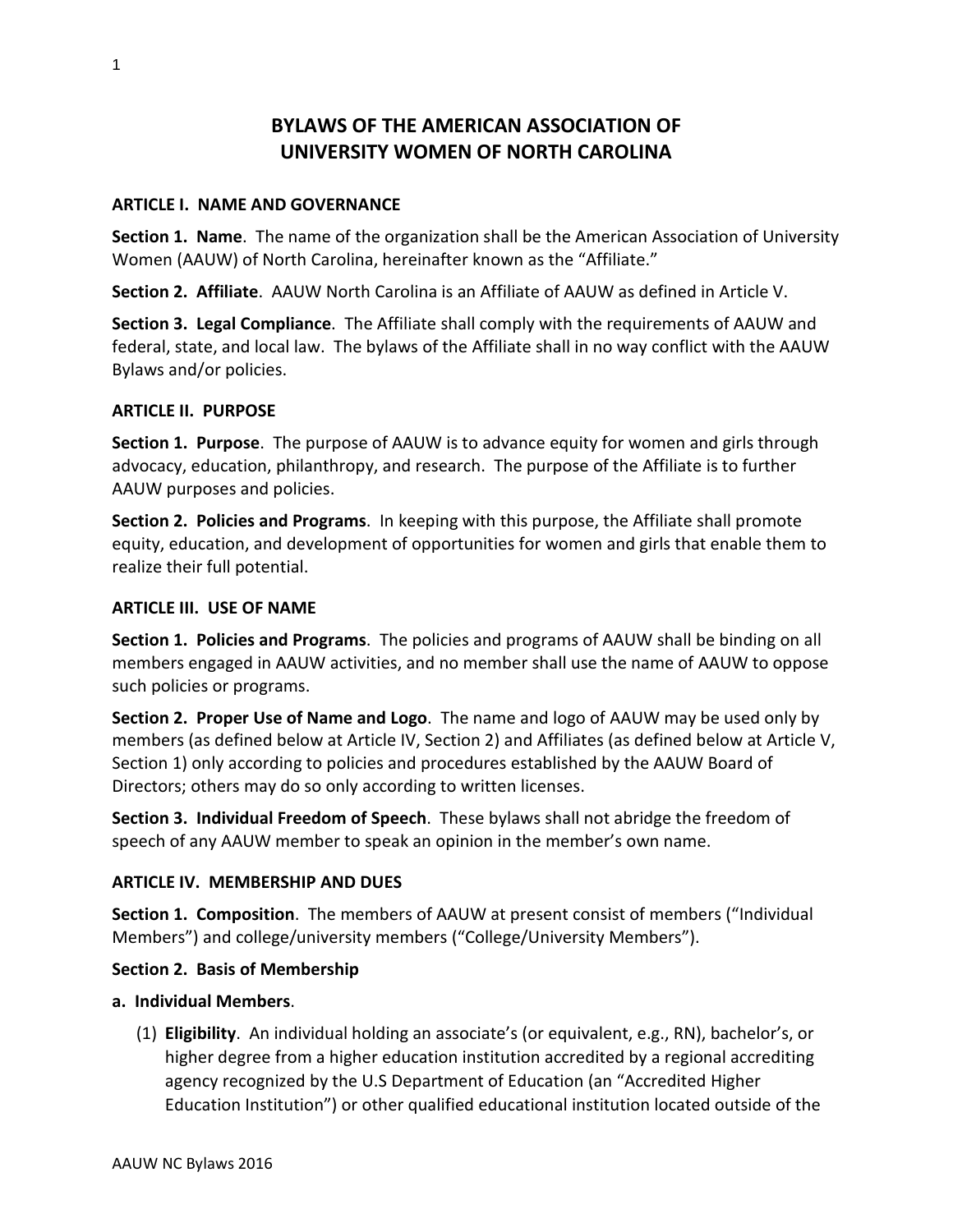# BYLAWS OF THE AMERICAN ASSOCIATION OF UNIVERSITY WOMEN OF NORTH CAROLINA

## ARTICLE I. NAME AND GOVERNANCE

**Section 1. Name**. The name of the organization shall be the American Association of University Women (AAUW) of North Carolina, hereinafter known as the "Affiliate."

**Section 2. Affiliate**. AAUW North Carolina is an Affiliate of AAUW as defined in Article V.

**Section 3. Legal Compliance**. The Affiliate shall comply with the requirements of AAUW and federal, state, and local law. The bylaws of the Affiliate shall in no way conflict with the AAUW Bylaws and/or policies.

## ARTICLE II. PURPOSE

**Section 1. Purpose**. The purpose of AAUW is to advance equity for women and girls through advocacy, education, philanthropy, and research. The purpose of the Affiliate is to further AAUW purposes and policies.

**Section 2. Policies and Programs**. In keeping with this purpose, the Affiliate shall promote equity, education, and development of opportunities for women and girls that enable them to realize their full potential.

## ARTICLE III. USE OF NAME

**Section 1. Policies and Programs**. The policies and programs of AAUW shall be binding on all members engaged in AAUW activities, and no member shall use the name of AAUW to oppose such policies or programs.

**Section 2. Proper Use of Name and Logo**. The name and logo of AAUW may be used only by members (as defined below at Article IV, Section 2) and Affiliates (as defined below at Article V, Section 1) only according to policies and procedures established by the AAUW Board of Directors; others may do so only according to written licenses.

**Section 3. Individual Freedom of Speech**. These bylaws shall not abridge the freedom of speech of any AAUW member to speak an opinion in the member's own name.

## ARTICLE IV. MEMBERSHIP AND DUES

**Section 1. Composition**. The members of AAUW at present consist of members ("Individual Members") and college/university members ("College/University Members").

**Section 2. Basis of Membership**

**a. Individual Members**.

(1) **Eligibility**. An individual holding an associate's (or equivalent, e.g., RN), bachelor's, or higher degree from a higher education institution accredited by a regional accrediting agency recognized by the U.S Department of Education (an "Accredited Higher Education Institution") or other qualified educational institution located outside of the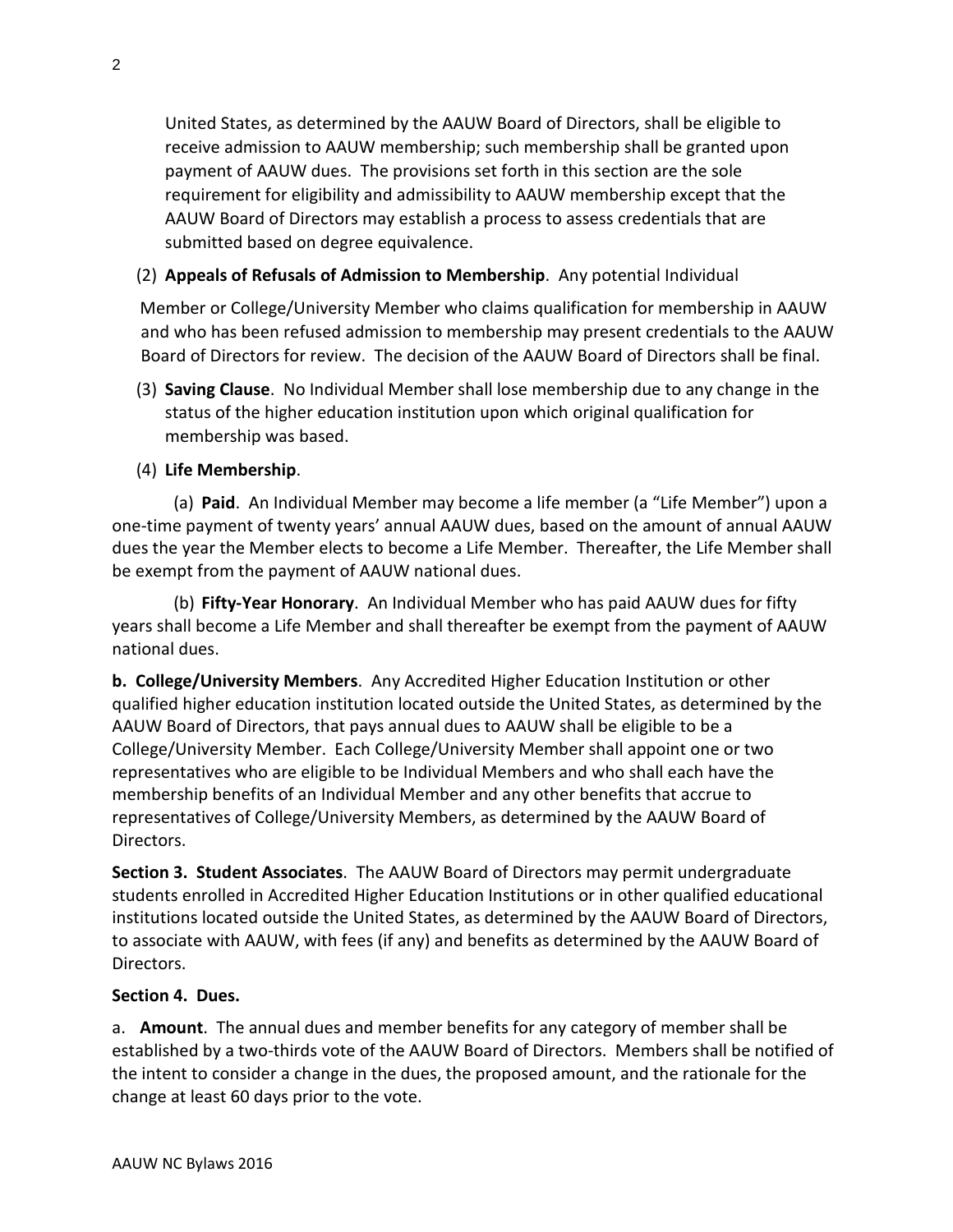United States, as determined by the AAUW Board of Directors, shall be eligible to receive admission to AAUW membership; such membership shall be granted upon payment of AAUW dues. The provisions set forth in this section are the sole requirement for eligibility and admissibility to AAUW membership except that the AAUW Board of Directors may establish a process to assess credentials that are submitted based on degree equivalence.

(2) **Appeals of Refusals of Admission to Membership**. Any potential Individual Member or College/University Member who claims qualification for membership in AAUW and who has been refused admission to membership may present credentials to the AAUW Board of Directors for review. The decision of the AAUW Board of Directors shall be final.

(3) **Saving Clause**. No Individual Member shall lose membership due to any change in the status of the higher education institution upon which original qualification for membership was based.

(4) **Life Membership**.

(a) **Paid**. An Individual Member may become a life member (a "Life Member") upon a one-time payment of twenty years' annual AAUW dues, based on the amount of annual AAUW dues the year the Member elects to become a Life Member. Thereafter, the Life Member shall be exempt from the payment of AAUW national dues.

(b) **Fifty-Year Honorary**. An Individual Member who has paid AAUW dues for fifty years shall become a Life Member and shall thereafter be exempt from the payment of AAUW national dues.

**b. College/University Members**. Any Accredited Higher Education Institution or other qualified higher education institution located outside the United States, as determined by the AAUW Board of Directors, that pays annual dues to AAUW shall be eligible to be a College/University Member. Each College/University Member shall appoint one or two representatives who are eligible to be Individual Members and who shall each have the membership benefits of an Individual Member and any other benefits that accrue to representatives of College/University Members, as determined by the AAUW Board of Directors.

**Section 3. Student Associates**. The AAUW Board of Directors may permit undergraduate students enrolled in Accredited Higher Education Institutions or in other qualified educational institutions located outside the United States, as determined by the AAUW Board of Directors, to associate with AAUW, with fees (if any) and benefits as determined by the AAUW Board of Directors.

**Section 4. Dues.**

a. **Amount**. The annual dues and member benefits for any category of member shall be established by a two-thirds vote of the AAUW Board of Directors. Members shall be notified of the intent to consider a change in the dues, the proposed amount, and the rationale for the change at least 60 days prior to the vote.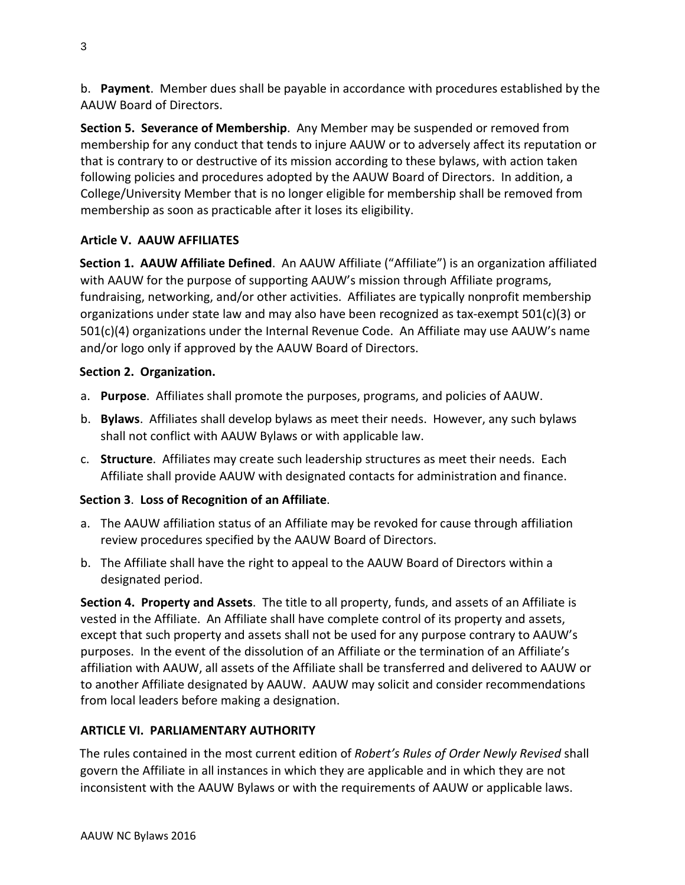b. **Payment**. Member dues shall be payable in accordance with procedures established by the AAUW Board of Directors.

**Section 5. Severance of Membership**. Any Member may be suspended or removed from membership for any conduct that tends to injure AAUW or to adversely affect its reputation or that is contrary to or destructive of its mission according to these bylaws, with action taken following policies and procedures adopted by the AAUW Board of Directors. In addition, a College/University Member that is no longer eligible for membership shall be removed from membership as soon as practicable after it loses its eligibility.

## Article V. AAUW AFFILIATES

**Section 1. AAUW Affiliate Defined**. An AAUW Affiliate ("Affiliate") is an organization affiliated with AAUW for the purpose of supporting AAUW's mission through Affiliate programs, fundraising, networking, and/or other activities. Affiliates are typically nonprofit membership organizations under state law and may also have been recognized as tax-exempt 501(c)(3) or 501(c)(4) organizations under the Internal Revenue Code. An Affiliate may use AAUW's name and/or logo only if approved by the AAUW Board of Directors.

**Section 2. Organization.**

a. **Purpose**. Affiliates shall promote the purposes, programs, and policies of AAUW.

b. **Bylaws**. Affiliates shall develop bylaws as meet their needs. However, any such bylaws shall not conflict with AAUW Bylaws or with applicable law.

c. **Structure**. Affiliates may create such leadership structures as meet their needs. Each Affiliate shall provide AAUW with designated contacts for administration and finance.

**Section 3**. **Loss of Recognition of an Affiliate**.

a. The AAUW affiliation status of an Affiliate may be revoked for cause through affiliation review procedures specified by the AAUW Board of Directors.

b. The Affiliate shall have the right to appeal to the AAUW Board of Directors within a designated period.

**Section 4. Property and Assets**. The title to all property, funds, and assets of an Affiliate is vested in the Affiliate. An Affiliate shall have complete control of its property and assets, except that such property and assets shall not be used for any purpose contrary to AAUW's purposes. In the event of the dissolution of an Affiliate or the termination of an Affiliate's affiliation with AAUW, all assets of the Affiliate shall be transferred and delivered to AAUW or to another Affiliate designated by AAUW. AAUW may solicit and consider recommendations from local leaders before making a designation.

## ARTICLE VI. PARLIAMENTARY AUTHORITY

The rules contained in the most current edition of *Robert's Rules of Order Newly Revised* shall govern the Affiliate in all instances in which they are applicable and in which they are not inconsistent with the AAUW Bylaws or with the requirements of AAUW or applicable laws.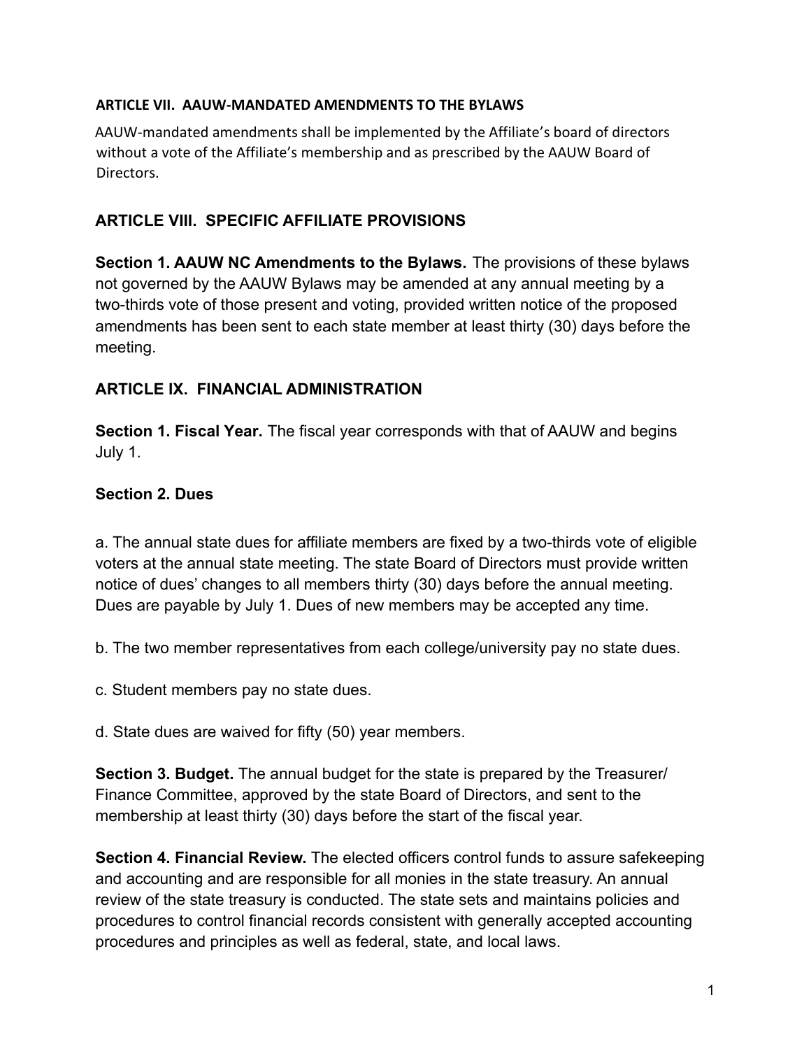### ARTICLE VII. AAUW-MANDATED AMENDMENTS TO THE BYLAWS

AAUW-mandated amendments shall be implemented by the Affiliate's board of directors without a vote of the Affiliate's membership and as prescribed by the AAUW Board of Directors.

### ARTICLE VIII. SPECIFIC AFFILIATE PROVISIONS

**Section 1. AAUW NC Amendments to the Bylaws.** The provisions of these bylaws not governed by the AAUW Bylaws may be amended at any annual meeting by a two-thirds vote of those present and voting, provided written notice of the proposed amendments has been sent to each state member at least thirty (30) days before the meeting.

### ARTICLE IX. FINANCIAL ADMINISTRATION

**Section 1. Fiscal Year.** The fiscal year corresponds with that of AAUW and begins July 1.

**Section 2. Dues**

a. The annual state dues for affiliate members are fixed by a two-thirds vote of eligible voters at the annual state meeting. The state Board of Directors must provide written notice of dues' changes to all members thirty (30) days before the annual meeting. Dues are payable by July 1. Dues of new members may be accepted any time.

b. The two member representatives from each college/university pay no state dues.

c. Student members pay no state dues.

d. State dues are waived for fifty (50) year members.

**Section 3. Budget.** The annual budget for the state is prepared by the Treasurer/ Finance Committee, approved by the state Board of Directors, and sent to the membership at least thirty (30) days before the start of the fiscal year.

**Section 4. Financial Review.** The elected officers control funds to assure safekeeping and accounting and are responsible for all monies in the state treasury. An annual review of the state treasury is conducted. The state sets and maintains policies and procedures to control financial records consistent with generally accepted accounting procedures and principles as well as federal, state, and local laws.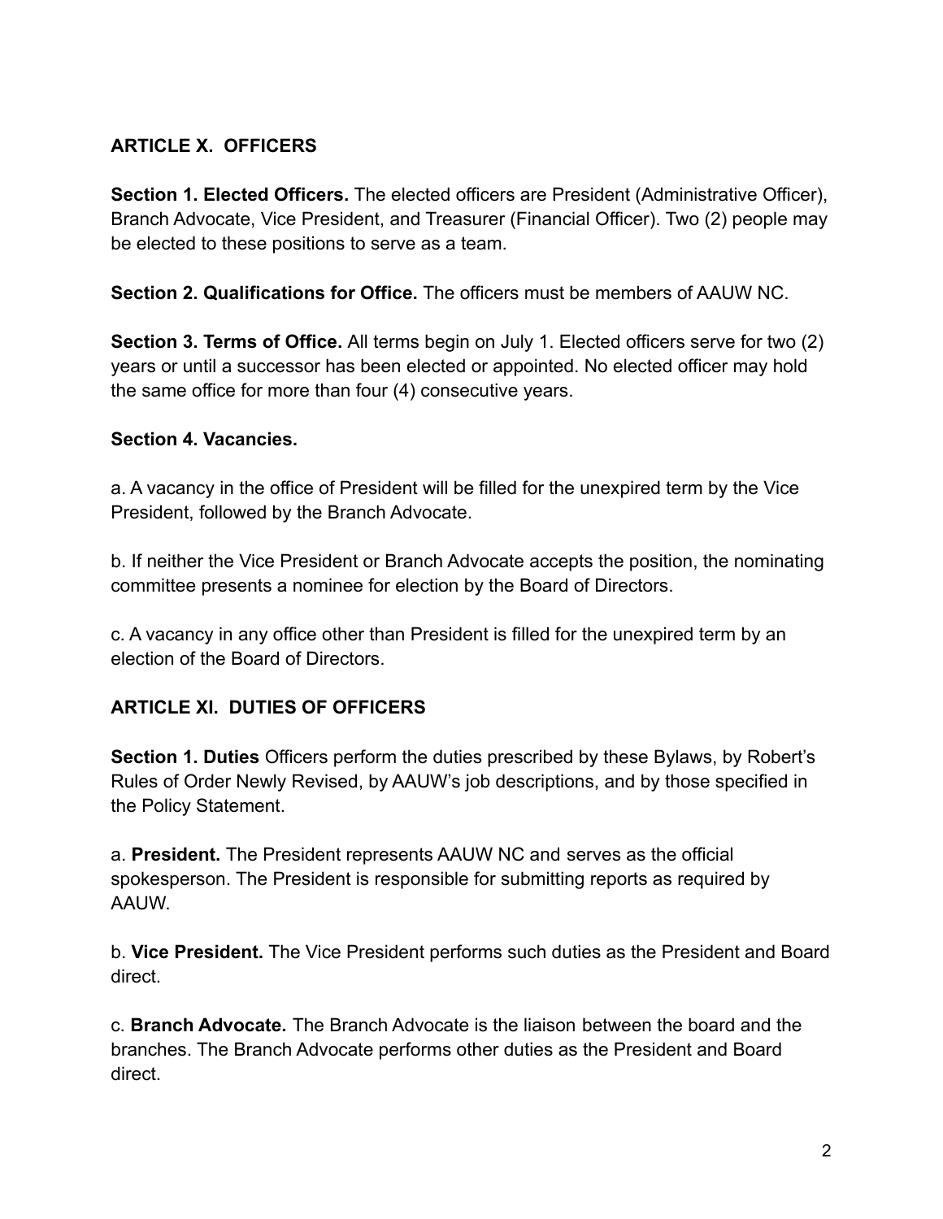## ARTICLE X. OFFICERS

**Section 1. Elected Officers.** The elected officers are President (Administrative Officer), Branch Advocate, Vice President, and Treasurer (Financial Officer). Two (2) people may be elected to these positions to serve as a team.

**Section 2. Qualifications for Office.** The officers must be members of AAUW NC.

**Section 3. Terms of Office.** All terms begin on July 1. Elected officers serve for two (2) years or until a successor has been elected or appointed. No elected officer may hold the same office for more than four (4) consecutive years.

**Section 4. Vacancies.**

a. A vacancy in the office of President will be filled for the unexpired term by the Vice President, followed by the Branch Advocate.

b. If neither the Vice President or Branch Advocate accepts the position, the nominating committee presents a nominee for election by the Board of Directors.

c. A vacancy in any office other than President is filled for the unexpired term by an election of the Board of Directors.

## ARTICLE XI. DUTIES OF OFFICERS

**Section 1. Duties** Officers perform the duties prescribed by these Bylaws, by Robert's Rules of Order Newly Revised, by AAUW's job descriptions, and by those specified in the Policy Statement.

a. **President.** The President represents AAUW NC and serves as the official spokesperson. The President is responsible for submitting reports as required by AAUW.

b. **Vice President.** The Vice President performs such duties as the President and Board direct.

c. **Branch Advocate.** The Branch Advocate is the liaison between the board and the branches. The Branch Advocate performs other duties as the President and Board direct.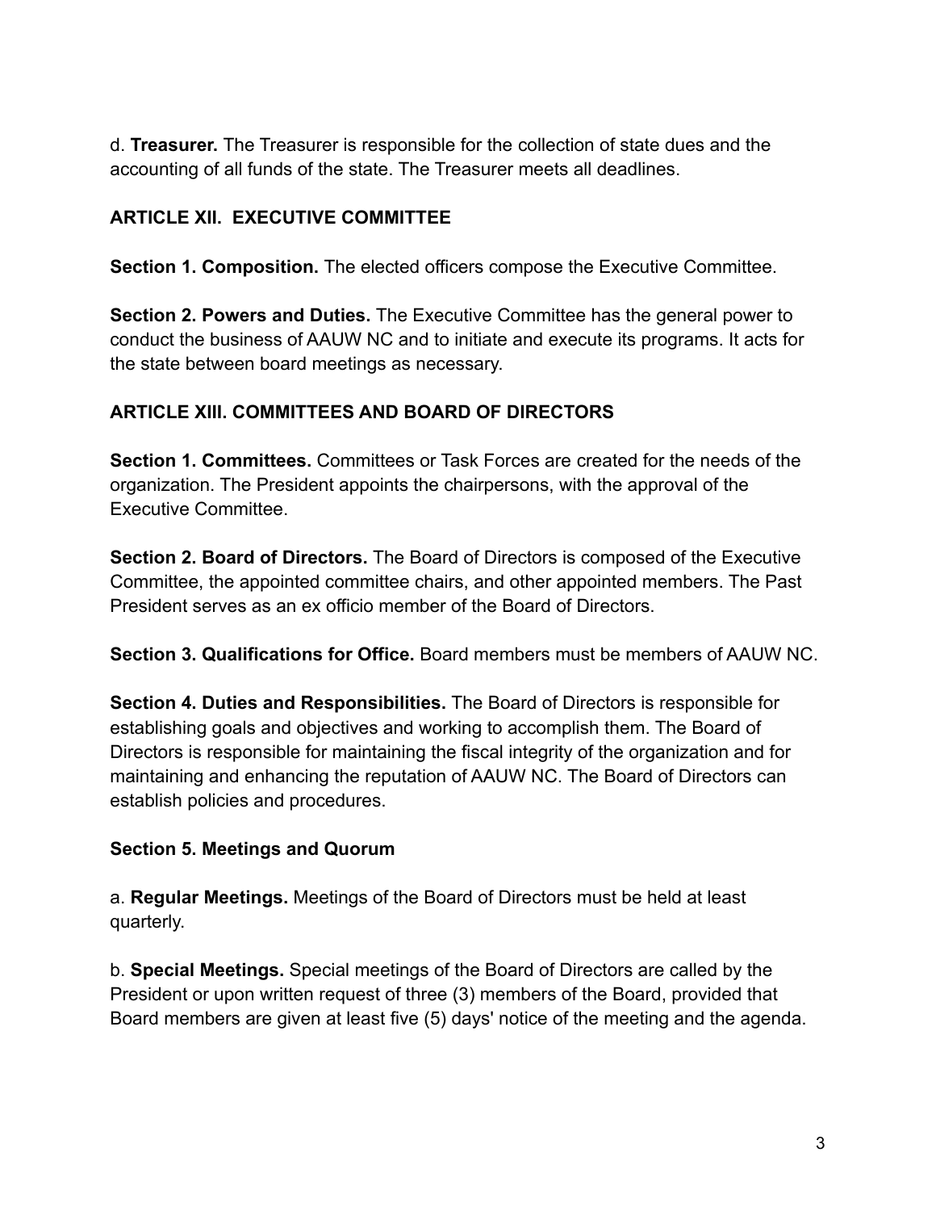d. **Treasurer.** The Treasurer is responsible for the collection of state dues and the accounting of all funds of the state. The Treasurer meets all deadlines.

## ARTICLE XII. EXECUTIVE COMMITTEE

**Section 1. Composition.** The elected officers compose the Executive Committee.

**Section 2. Powers and Duties.** The Executive Committee has the general power to conduct the business of AAUW NC and to initiate and execute its programs. It acts for the state between board meetings as necessary.

## ARTICLE XIII. COMMITTEES AND BOARD OF DIRECTORS

**Section 1. Committees.** Committees or Task Forces are created for the needs of the organization. The President appoints the chairpersons, with the approval of the Executive Committee.

**Section 2. Board of Directors.** The Board of Directors is composed of the Executive Committee, the appointed committee chairs, and other appointed members. The Past President serves as an ex officio member of the Board of Directors.

**Section 3. Qualifications for Office.** Board members must be members of AAUW NC.

**Section 4. Duties and Responsibilities.** The Board of Directors is responsible for establishing goals and objectives and working to accomplish them. The Board of Directors is responsible for maintaining the fiscal integrity of the organization and for maintaining and enhancing the reputation of AAUW NC. The Board of Directors can establish policies and procedures.

**Section 5. Meetings and Quorum**

a. **Regular Meetings.** Meetings of the Board of Directors must be held at least quarterly.

b. **Special Meetings.** Special meetings of the Board of Directors are called by the President or upon written request of three (3) members of the Board, provided that Board members are given at least five (5) days' notice of the meeting and the agenda.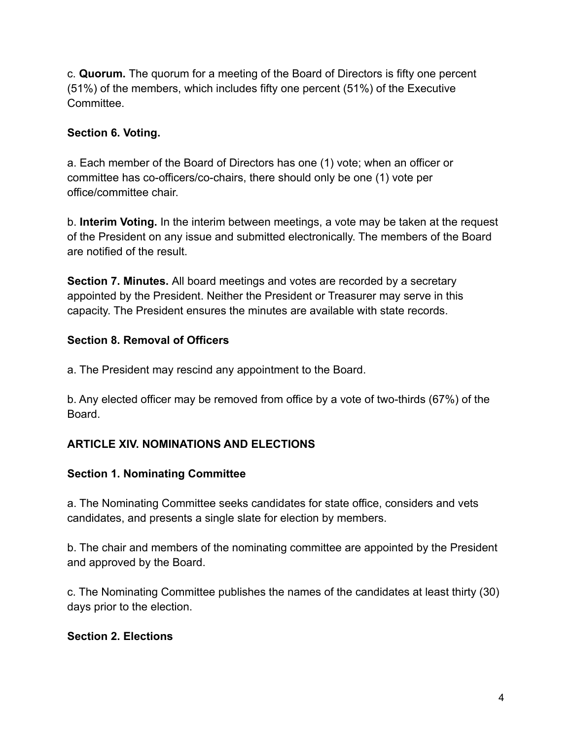c. **Quorum.** The quorum for a meeting of the Board of Directors is fifty one percent (51%) of the members, which includes fifty one percent (51%) of the Executive Committee.

**Section 6. Voting.**

a. Each member of the Board of Directors has one (1) vote; when an officer or committee has co-officers/co-chairs, there should only be one (1) vote per office/committee chair.

b. **Interim Voting.** In the interim between meetings, a vote may be taken at the request of the President on any issue and submitted electronically. The members of the Board are notified of the result.

**Section 7. Minutes.** All board meetings and votes are recorded by a secretary appointed by the President. Neither the President or Treasurer may serve in this capacity. The President ensures the minutes are available with state records.

**Section 8. Removal of Officers**

a. The President may rescind any appointment to the Board.

b. Any elected officer may be removed from office by a vote of two-thirds (67%) of the Board.

## ARTICLE XIV. NOMINATIONS AND ELECTIONS

**Section 1. Nominating Committee**

a. The Nominating Committee seeks candidates for state office, considers and vets candidates, and presents a single slate for election by members.

b. The chair and members of the nominating committee are appointed by the President and approved by the Board.

c. The Nominating Committee publishes the names of the candidates at least thirty (30) days prior to the election.

**Section 2. Elections**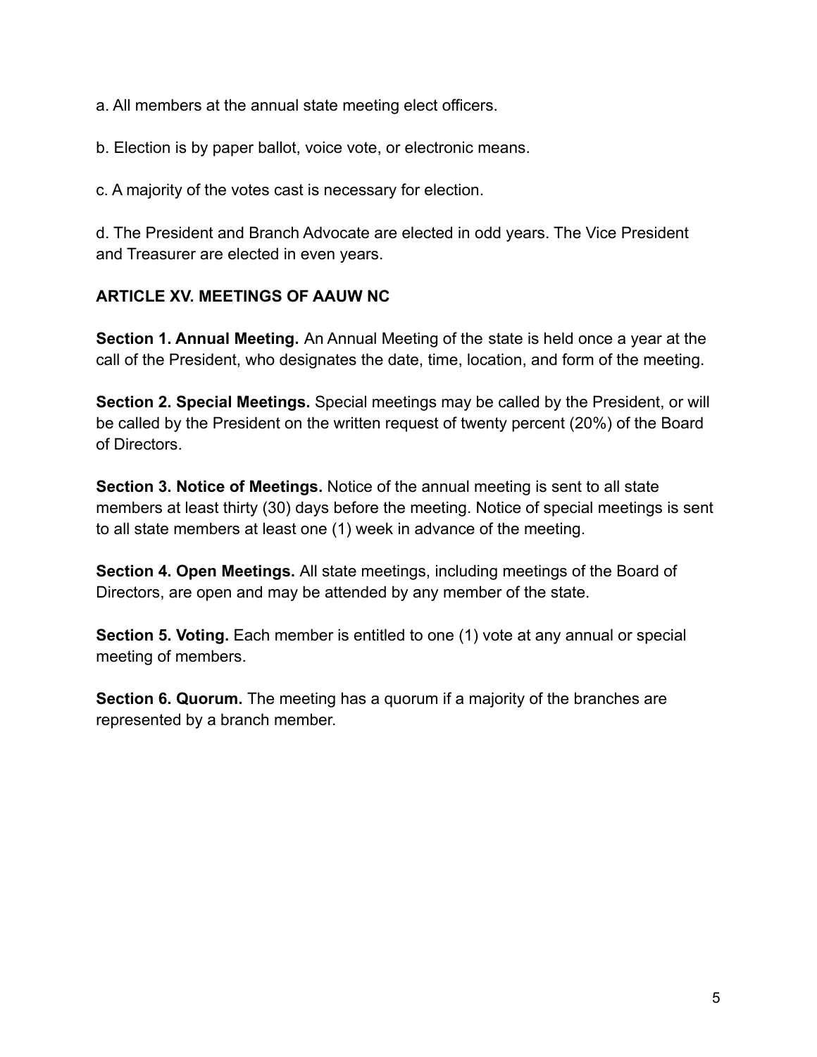a. All members at the annual state meeting elect officers.

b. Election is by paper ballot, voice vote, or electronic means.

c. A majority of the votes cast is necessary for election.

d. The President and Branch Advocate are elected in odd years. The Vice President and Treasurer are elected in even years.

**ARTICLE XV. MEETINGS OF AAUW NC**

**Section 1. Annual Meeting.** An Annual Meeting of the state is held once a year at the call of the President, who designates the date, time, location, and form of the meeting.

**Section 2. Special Meetings.** Special meetings may be called by the President, or will be called by the President on the written request of twenty percent (20%) of the Board of Directors.

**Section 3. Notice of Meetings.** Notice of the annual meeting is sent to all state members at least thirty (30) days before the meeting. Notice of special meetings is sent to all state members at least one (1) week in advance of the meeting.

**Section 4. Open Meetings.** All state meetings, including meetings of the Board of Directors, are open and may be attended by any member of the state.

**Section 5. Voting.** Each member is entitled to one (1) vote at any annual or special meeting of members.

**Section 6. Quorum.** The meeting has a quorum if a majority of the branches are represented by a branch member.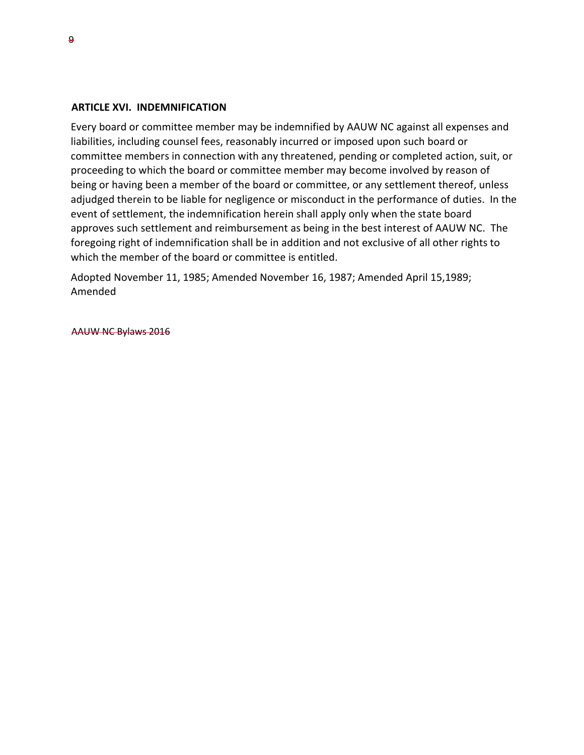**ARTICLE XVI. INDEMNIFICATION**

Every board or committee member may be indemnified by AAUW NC against all expenses and liabilities, including counsel fees, reasonably incurred or imposed upon such board or committee members in connection with any threatened, pending or completed action, suit, or proceeding to which the board or committee member may become involved by reason of being or having been a member of the board or committee, or any settlement thereof, unless adjudged therein to be liable for negligence or misconduct in the performance of duties. In the event of settlement, the indemnification herein shall apply only when the state board approves such settlement and reimbursement as being in the best interest of AAUW NC. The foregoing right of indemnification shall be in addition and not exclusive of all other rights to which the member of the board or committee is entitled.

Adopted November 11, 1985; Amended November 16, 1987; Amended April 15,1989; Amended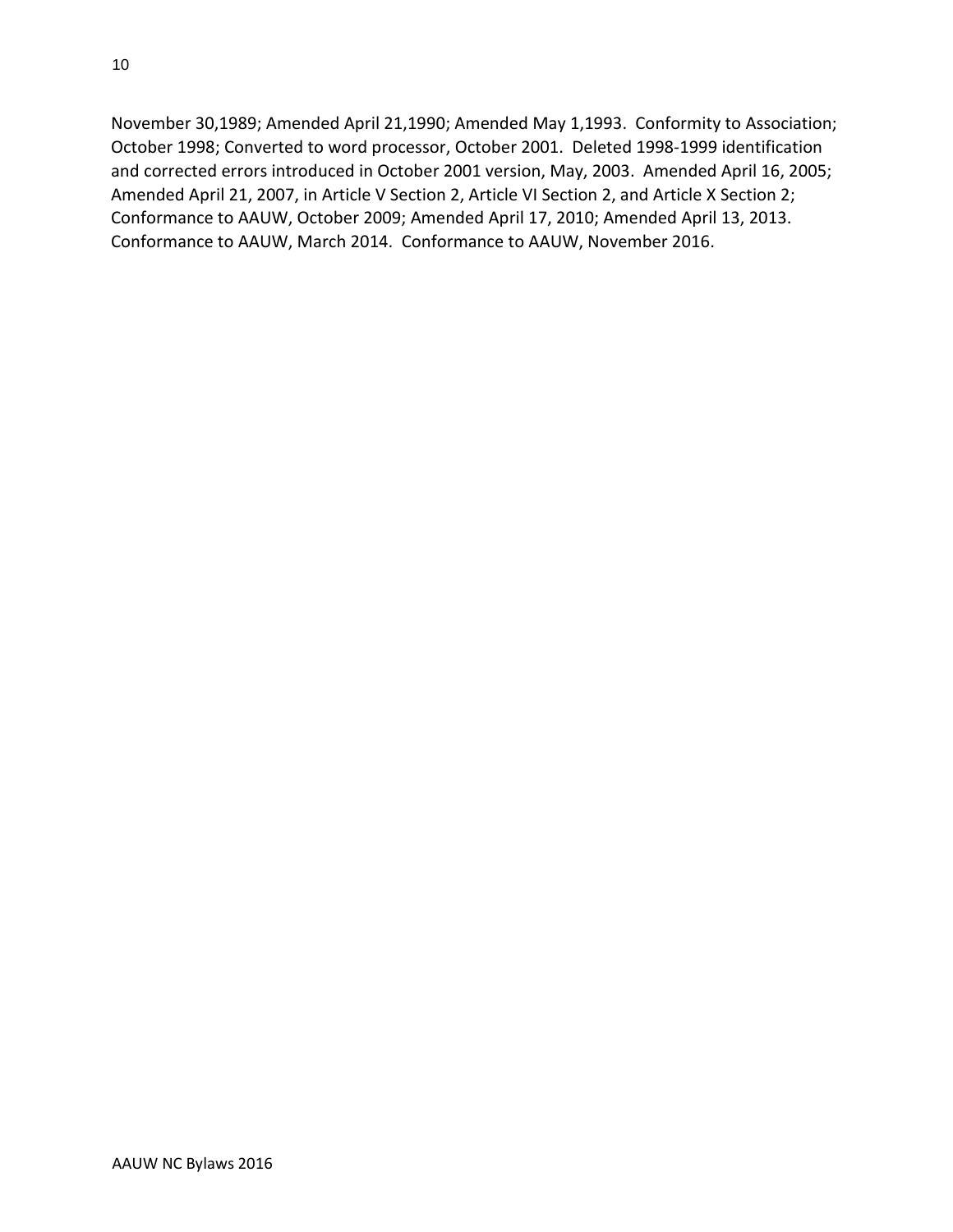November 30,1989; Amended April 21,1990; Amended May 1,1993. Conformity to Association; October 1998; Converted to word processor, October 2001. Deleted 1998-1999 identification and corrected errors introduced in October 2001 version, May, 2003. Amended April 16, 2005; Amended April 21, 2007, in Article V Section 2, Article VI Section 2, and Article X Section 2; Conformance to AAUW, October 2009; Amended April 17, 2010; Amended April 13, 2013. Conformance to AAUW, March 2014. Conformance to AAUW, November 2016.